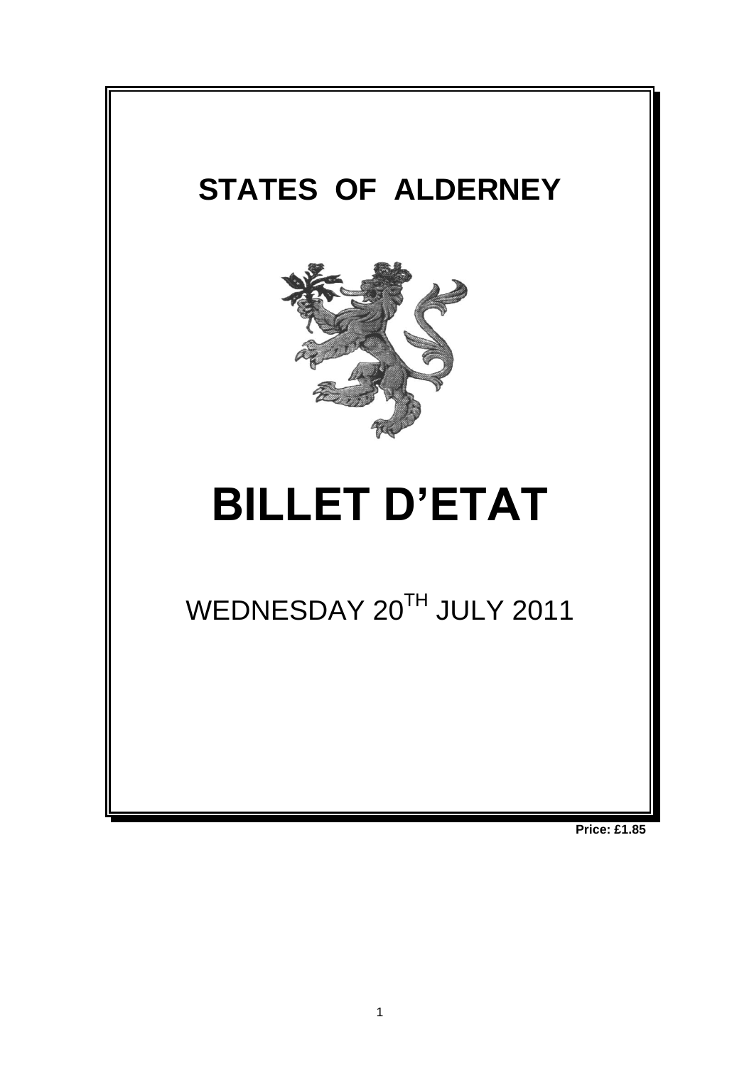# STATES OF ALDERNEY

# BILLET D'ETAT

WEDNESDAY 20TH JULY 2011

**Price: £1.85**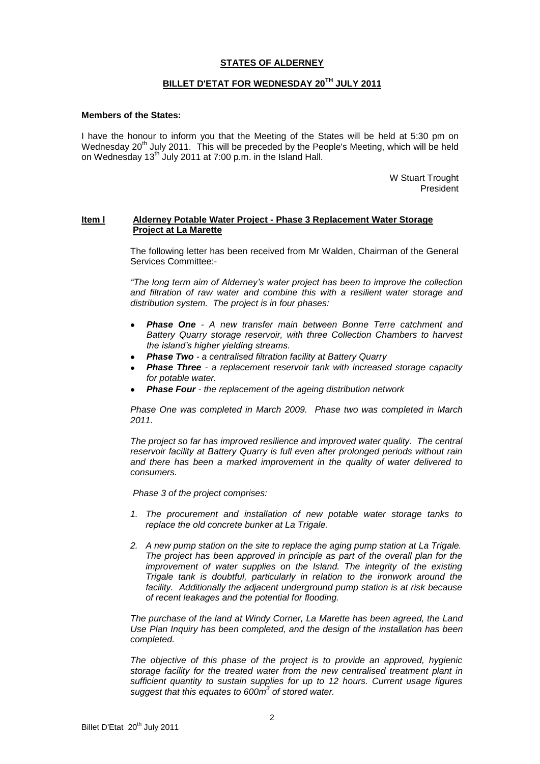**STATES OF ALDERNEY**

**BILLET D'ETAT FOR WEDNESDAY 20TH JULY 2011**

**Members of the States:**

I have the honour to inform you that the Meeting of the States will be held at 5:30 pm on Wednesday 20th July 2011. This will be preceded by the People's Meeting, which will be held on Wednesday 13th July 2011 at 7:00 p.m. in the Island Hall.

W Stuart Trought
President

**Item l** **Alderney Potable Water Project - Phase 3 Replacement Water Storage Project at La Marette**

The following letter has been received from Mr Walden, Chairman of the General Services Committee:-

*"The long term aim of Alderney's water project has been to improve the collection and filtration of raw water and combine this with a resilient water storage and distribution system. The project is in four phases:*

- ***Phase One*** *- A new transfer main between Bonne Terre catchment and Battery Quarry storage reservoir, with three Collection Chambers to harvest the island's higher yielding streams.*
- ***Phase Two*** *- a centralised filtration facility at Battery Quarry*
- ***Phase Three*** *- a replacement reservoir tank with increased storage capacity for potable water.*
- ***Phase Four*** *- the replacement of the ageing distribution network*

*Phase One was completed in March 2009. Phase two was completed in March 2011.*

*The project so far has improved resilience and improved water quality. The central reservoir facility at Battery Quarry is full even after prolonged periods without rain and there has been a marked improvement in the quality of water delivered to consumers.*

*Phase 3 of the project comprises:*

1. *The procurement and installation of new potable water storage tanks to replace the old concrete bunker at La Trigale.*
2. *A new pump station on the site to replace the aging pump station at La Trigale. The project has been approved in principle as part of the overall plan for the improvement of water supplies on the Island. The integrity of the existing Trigale tank is doubtful, particularly in relation to the ironwork around the facility. Additionally the adjacent underground pump station is at risk because of recent leakages and the potential for flooding.*

*The purchase of the land at Windy Corner, La Marette has been agreed, the Land Use Plan Inquiry has been completed, and the design of the installation has been completed.*

*The objective of this phase of the project is to provide an approved, hygienic storage facility for the treated water from the new centralised treatment plant in sufficient quantity to sustain supplies for up to 12 hours. Current usage figures suggest that this equates to 600m$^3$ of stored water.*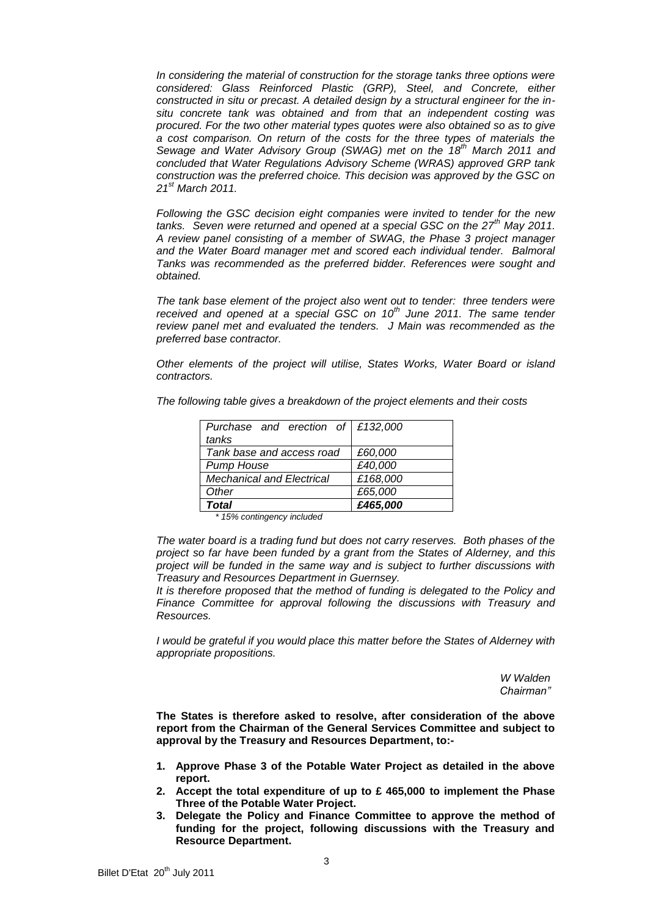*In considering the material of construction for the storage tanks three options were considered: Glass Reinforced Plastic (GRP), Steel, and Concrete, either constructed in situ or precast. A detailed design by a structural engineer for the in-situ concrete tank was obtained and from that an independent costing was procured. For the two other material types quotes were also obtained so as to give a cost comparison. On return of the costs for the three types of materials the Sewage and Water Advisory Group (SWAG) met on the 18th March 2011 and concluded that Water Regulations Advisory Scheme (WRAS) approved GRP tank construction was the preferred choice. This decision was approved by the GSC on 21st March 2011.*

*Following the GSC decision eight companies were invited to tender for the new tanks. Seven were returned and opened at a special GSC on the 27th May 2011. A review panel consisting of a member of SWAG, the Phase 3 project manager and the Water Board manager met and scored each individual tender. Balmoral Tanks was recommended as the preferred bidder. References were sought and obtained.*

*The tank base element of the project also went out to tender: three tenders were received and opened at a special GSC on 10th June 2011. The same tender review panel met and evaluated the tenders. J Main was recommended as the preferred base contractor.*

*Other elements of the project will utilise, States Works, Water Board or island contractors.*

*The following table gives a breakdown of the project elements and their costs*

| | |
|---|---|
| *Purchase and erection of tanks* | *£132,000* |
| *Tank base and access road* | *£60,000* |
| *Pump House* | *£40,000* |
| *Mechanical and Electrical* | *£168,000* |
| *Other* | *£65,000* |
| ***Total*** | ***£465,000*** |

*\* 15% contingency included*

*The water board is a trading fund but does not carry reserves. Both phases of the project so far have been funded by a grant from the States of Alderney, and this project will be funded in the same way and is subject to further discussions with Treasury and Resources Department in Guernsey.*
*It is therefore proposed that the method of funding is delegated to the Policy and Finance Committee for approval following the discussions with Treasury and Resources.*

*I would be grateful if you would place this matter before the States of Alderney with appropriate propositions.*

*W Walden*
*Chairman"*

**The States is therefore asked to resolve, after consideration of the above report from the Chairman of the General Services Committee and subject to approval by the Treasury and Resources Department, to:-**

1. **Approve Phase 3 of the Potable Water Project as detailed in the above report.**
2. **Accept the total expenditure of up to £ 465,000 to implement the Phase Three of the Potable Water Project.**
3. **Delegate the Policy and Finance Committee to approve the method of funding for the project, following discussions with the Treasury and Resource Department.**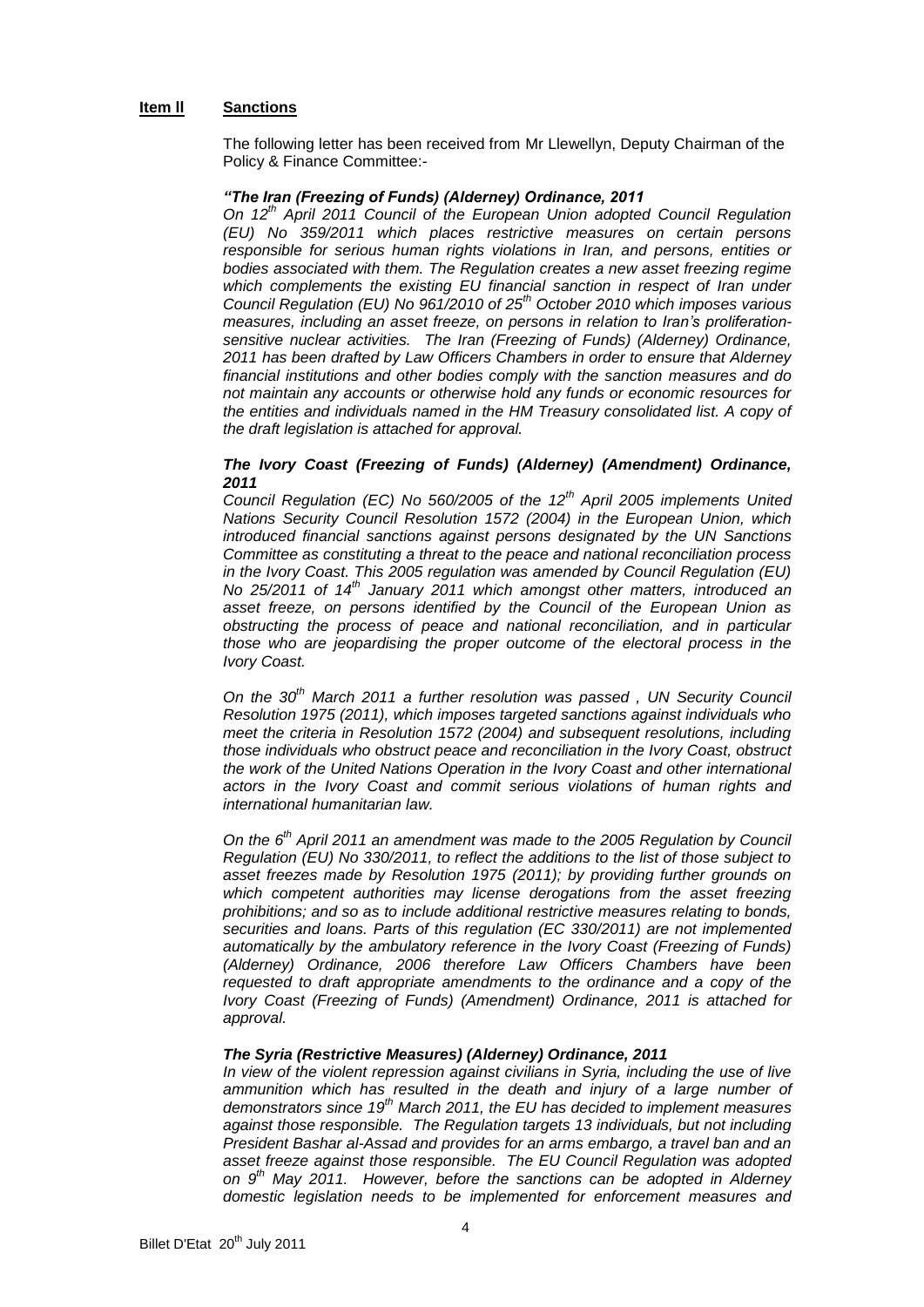**Item ll Sanctions**

The following letter has been received from Mr Llewellyn, Deputy Chairman of the Policy & Finance Committee:-

***"The Iran (Freezing of Funds) (Alderney) Ordinance, 2011***

*On 12th April 2011 Council of the European Union adopted Council Regulation (EU) No 359/2011 which places restrictive measures on certain persons responsible for serious human rights violations in Iran, and persons, entities or bodies associated with them. The Regulation creates a new asset freezing regime which complements the existing EU financial sanction in respect of Iran under Council Regulation (EU) No 961/2010 of 25th October 2010 which imposes various measures, including an asset freeze, on persons in relation to Iran's proliferation-sensitive nuclear activities. The Iran (Freezing of Funds) (Alderney) Ordinance, 2011 has been drafted by Law Officers Chambers in order to ensure that Alderney financial institutions and other bodies comply with the sanction measures and do not maintain any accounts or otherwise hold any funds or economic resources for the entities and individuals named in the HM Treasury consolidated list. A copy of the draft legislation is attached for approval.*

***The Ivory Coast (Freezing of Funds) (Alderney) (Amendment) Ordinance, 2011***

*Council Regulation (EC) No 560/2005 of the 12th April 2005 implements United Nations Security Council Resolution 1572 (2004) in the European Union, which introduced financial sanctions against persons designated by the UN Sanctions Committee as constituting a threat to the peace and national reconciliation process in the Ivory Coast. This 2005 regulation was amended by Council Regulation (EU) No 25/2011 of 14th January 2011 which amongst other matters, introduced an asset freeze, on persons identified by the Council of the European Union as obstructing the process of peace and national reconciliation, and in particular those who are jeopardising the proper outcome of the electoral process in the Ivory Coast.*

*On the 30th March 2011 a further resolution was passed , UN Security Council Resolution 1975 (2011), which imposes targeted sanctions against individuals who meet the criteria in Resolution 1572 (2004) and subsequent resolutions, including those individuals who obstruct peace and reconciliation in the Ivory Coast, obstruct the work of the United Nations Operation in the Ivory Coast and other international actors in the Ivory Coast and commit serious violations of human rights and international humanitarian law.*

*On the 6th April 2011 an amendment was made to the 2005 Regulation by Council Regulation (EU) No 330/2011, to reflect the additions to the list of those subject to asset freezes made by Resolution 1975 (2011); by providing further grounds on which competent authorities may license derogations from the asset freezing prohibitions; and so as to include additional restrictive measures relating to bonds, securities and loans. Parts of this regulation (EC 330/2011) are not implemented automatically by the ambulatory reference in the Ivory Coast (Freezing of Funds) (Alderney) Ordinance, 2006 therefore Law Officers Chambers have been requested to draft appropriate amendments to the ordinance and a copy of the Ivory Coast (Freezing of Funds) (Amendment) Ordinance, 2011 is attached for approval.*

***The Syria (Restrictive Measures) (Alderney) Ordinance, 2011***

*In view of the violent repression against civilians in Syria, including the use of live ammunition which has resulted in the death and injury of a large number of demonstrators since 19th March 2011, the EU has decided to implement measures against those responsible. The Regulation targets 13 individuals, but not including President Bashar al-Assad and provides for an arms embargo, a travel ban and an asset freeze against those responsible. The EU Council Regulation was adopted on 9th May 2011. However, before the sanctions can be adopted in Alderney domestic legislation needs to be implemented for enforcement measures and*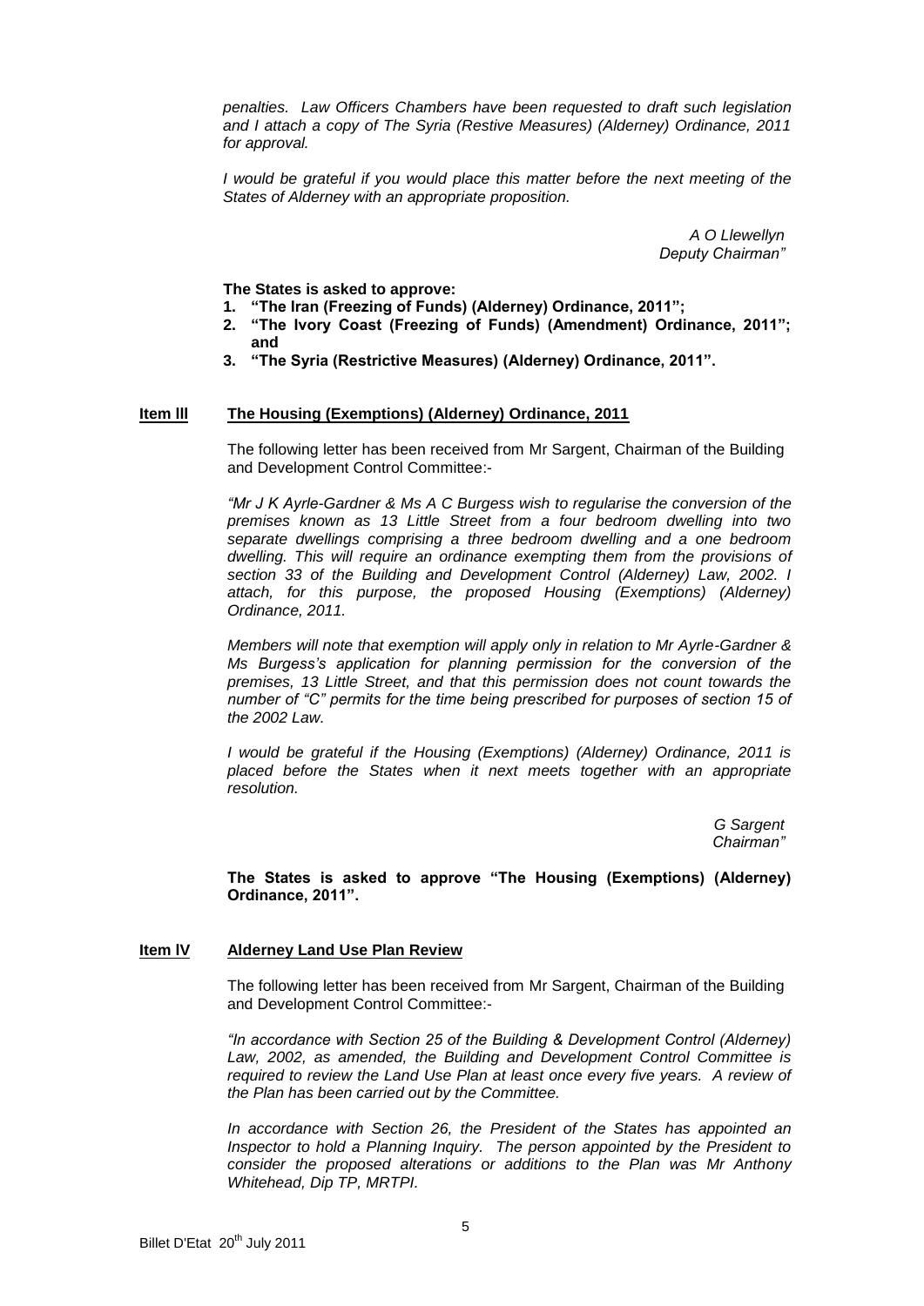*penalties. Law Officers Chambers have been requested to draft such legislation and I attach a copy of The Syria (Restive Measures) (Alderney) Ordinance, 2011 for approval.*

*I would be grateful if you would place this matter before the next meeting of the States of Alderney with an appropriate proposition.*

*A O Llewellyn*
*Deputy Chairman"*

**The States is asked to approve:**

1. **"The Iran (Freezing of Funds) (Alderney) Ordinance, 2011";**
2. **"The Ivory Coast (Freezing of Funds) (Amendment) Ordinance, 2011"; and**
3. **"The Syria (Restrictive Measures) (Alderney) Ordinance, 2011".**

**Item lll** **The Housing (Exemptions) (Alderney) Ordinance, 2011**

The following letter has been received from Mr Sargent, Chairman of the Building and Development Control Committee:-

*"Mr J K Ayrle-Gardner & Ms A C Burgess wish to regularise the conversion of the premises known as 13 Little Street from a four bedroom dwelling into two separate dwellings comprising a three bedroom dwelling and a one bedroom dwelling. This will require an ordinance exempting them from the provisions of section 33 of the Building and Development Control (Alderney) Law, 2002. I attach, for this purpose, the proposed Housing (Exemptions) (Alderney) Ordinance, 2011.*

*Members will note that exemption will apply only in relation to Mr Ayrle-Gardner & Ms Burgess's application for planning permission for the conversion of the premises, 13 Little Street, and that this permission does not count towards the number of "C" permits for the time being prescribed for purposes of section 15 of the 2002 Law.*

*I would be grateful if the Housing (Exemptions) (Alderney) Ordinance, 2011 is placed before the States when it next meets together with an appropriate resolution.*

*G Sargent*
*Chairman"*

**The States is asked to approve "The Housing (Exemptions) (Alderney) Ordinance, 2011".**

**Item lV** **Alderney Land Use Plan Review**

The following letter has been received from Mr Sargent, Chairman of the Building and Development Control Committee:-

*"In accordance with Section 25 of the Building & Development Control (Alderney) Law, 2002, as amended, the Building and Development Control Committee is required to review the Land Use Plan at least once every five years. A review of the Plan has been carried out by the Committee.*

*In accordance with Section 26, the President of the States has appointed an Inspector to hold a Planning Inquiry. The person appointed by the President to consider the proposed alterations or additions to the Plan was Mr Anthony Whitehead, Dip TP, MRTPI.*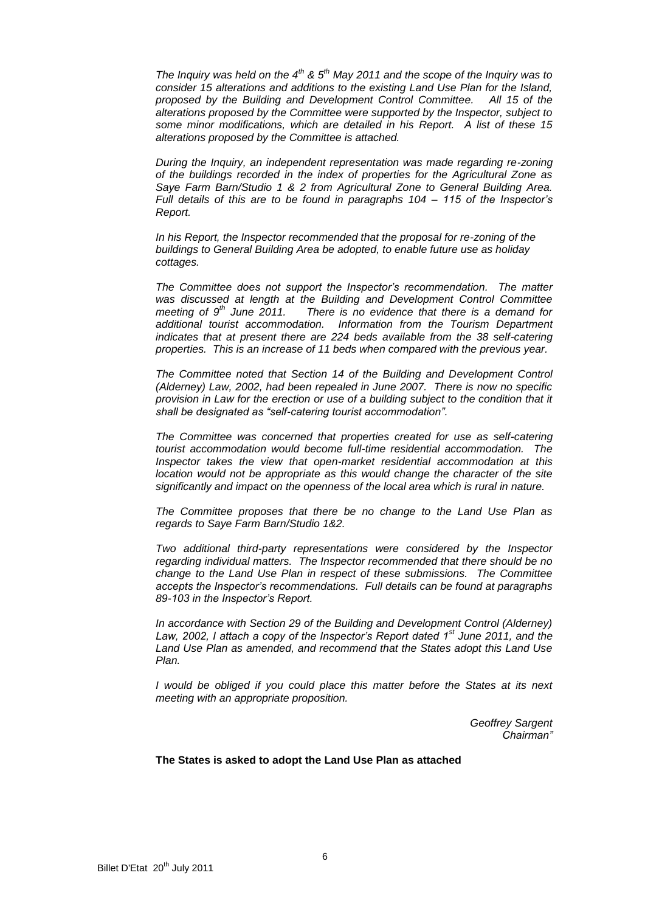*The Inquiry was held on the 4th & 5th May 2011 and the scope of the Inquiry was to consider 15 alterations and additions to the existing Land Use Plan for the Island, proposed by the Building and Development Control Committee. All 15 of the alterations proposed by the Committee were supported by the Inspector, subject to some minor modifications, which are detailed in his Report. A list of these 15 alterations proposed by the Committee is attached.*

*During the Inquiry, an independent representation was made regarding re-zoning of the buildings recorded in the index of properties for the Agricultural Zone as Saye Farm Barn/Studio 1 & 2 from Agricultural Zone to General Building Area. Full details of this are to be found in paragraphs 104 – 115 of the Inspector's Report.*

*In his Report, the Inspector recommended that the proposal for re-zoning of the buildings to General Building Area be adopted, to enable future use as holiday cottages.*

*The Committee does not support the Inspector's recommendation. The matter was discussed at length at the Building and Development Control Committee meeting of 9th June 2011. There is no evidence that there is a demand for additional tourist accommodation. Information from the Tourism Department indicates that at present there are 224 beds available from the 38 self-catering properties. This is an increase of 11 beds when compared with the previous year.*

*The Committee noted that Section 14 of the Building and Development Control (Alderney) Law, 2002, had been repealed in June 2007. There is now no specific provision in Law for the erection or use of a building subject to the condition that it shall be designated as "self-catering tourist accommodation".*

*The Committee was concerned that properties created for use as self-catering tourist accommodation would become full-time residential accommodation. The Inspector takes the view that open-market residential accommodation at this location would not be appropriate as this would change the character of the site significantly and impact on the openness of the local area which is rural in nature.*

*The Committee proposes that there be no change to the Land Use Plan as regards to Saye Farm Barn/Studio 1&2.*

*Two additional third-party representations were considered by the Inspector regarding individual matters. The Inspector recommended that there should be no change to the Land Use Plan in respect of these submissions. The Committee accepts the Inspector's recommendations. Full details can be found at paragraphs 89-103 in the Inspector's Report.*

*In accordance with Section 29 of the Building and Development Control (Alderney) Law, 2002, I attach a copy of the Inspector's Report dated 1st June 2011, and the Land Use Plan as amended, and recommend that the States adopt this Land Use Plan.*

*I would be obliged if you could place this matter before the States at its next meeting with an appropriate proposition.*

*Geoffrey Sargent*
*Chairman"*

**The States is asked to adopt the Land Use Plan as attached**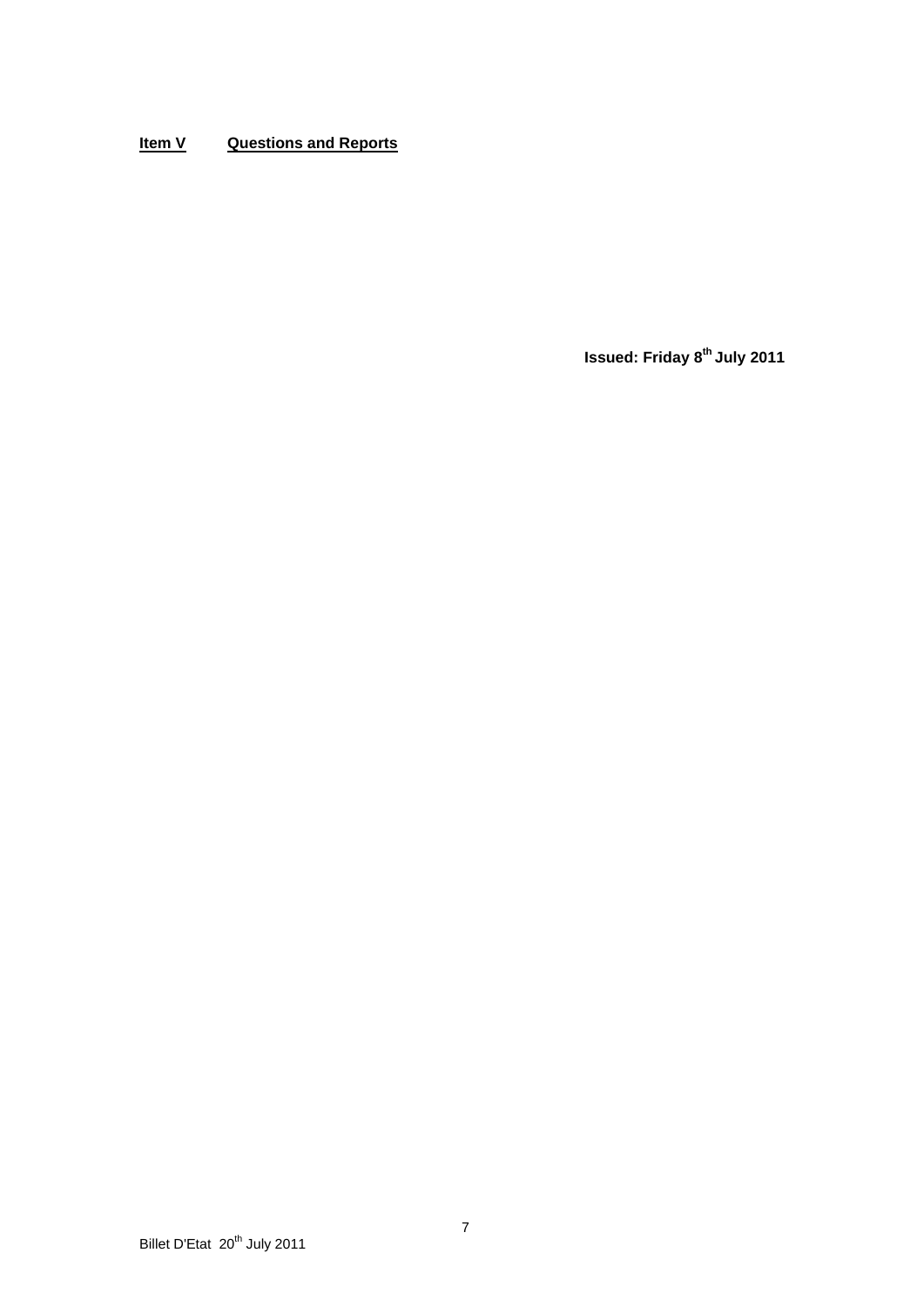**Item V** **Questions and Reports**

**Issued: Friday 8th July 2011**